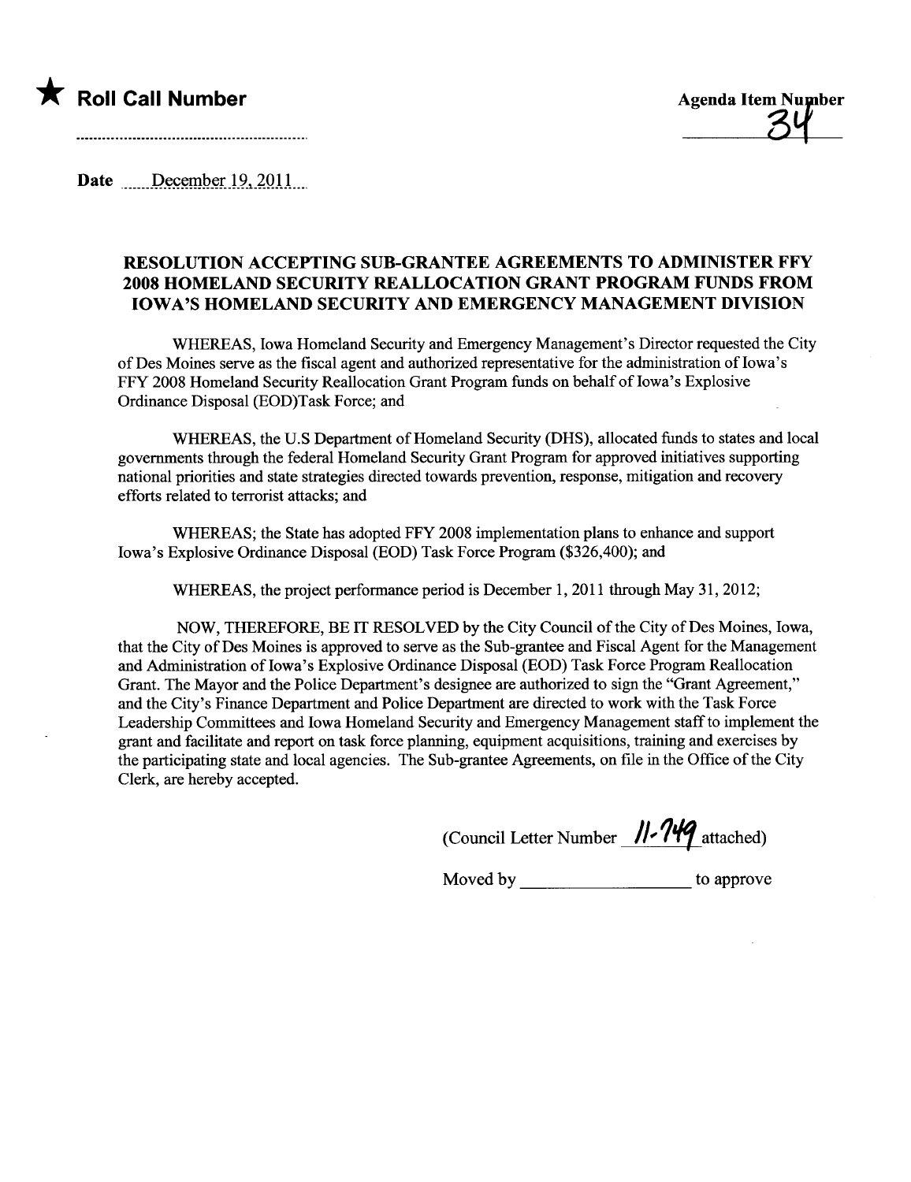★ **Roll Call Number**

Agenda Item Number 34

Date December 19, 2011

## RESOLUTION ACCEPTING SUB-GRANTEE AGREEMENTS TO ADMINISTER FFY 2008 HOMELAND SECURITY REALLOCATION GRANT PROGRAM FUNDS FROM IOWA'S HOMELAND SECURITY AND EMERGENCY MANAGEMENT DIVISION

WHEREAS, Iowa Homeland Security and Emergency Management's Director requested the City of Des Moines serve as the fiscal agent and authorized representative for the administration of Iowa's FFY 2008 Homeland Security Reallocation Grant Program funds on behalf of Iowa's Explosive Ordinance Disposal (EOD)Task Force; and

WHEREAS, the U.S Department of Homeland Security (DHS), allocated funds to states and local governments through the federal Homeland Security Grant Program for approved initiatives supporting national priorities and state strategies directed towards prevention, response, mitigation and recovery efforts related to terrorist attacks; and

WHEREAS; the State has adopted FFY 2008 implementation plans to enhance and support Iowa's Explosive Ordinance Disposal (EOD) Task Force Program ($326,400); and

WHEREAS, the project performance period is December 1, 2011 through May 31, 2012;

NOW, THEREFORE, BE IT RESOLVED by the City Council of the City of Des Moines, Iowa, that the City of Des Moines is approved to serve as the Sub-grantee and Fiscal Agent for the Management and Administration of Iowa's Explosive Ordinance Disposal (EOD) Task Force Program Reallocation Grant. The Mayor and the Police Department's designee are authorized to sign the "Grant Agreement," and the City's Finance Department and Police Department are directed to work with the Task Force Leadership Committees and Iowa Homeland Security and Emergency Management staff to implement the grant and facilitate and report on task force planning, equipment acquisitions, training and exercises by the participating state and local agencies. The Sub-grantee Agreements, on file in the Office of the City Clerk, are hereby accepted.

(Council Letter Number 11-749 attached)

Moved by ____________________ to approve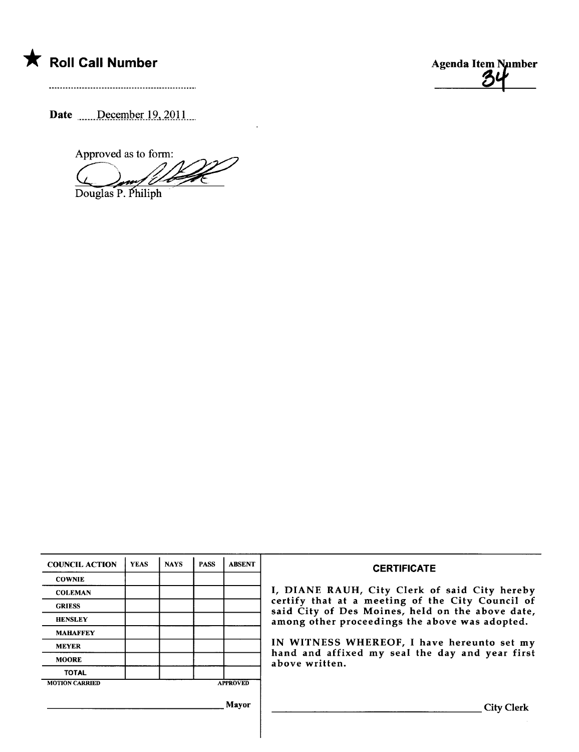★ **Roll Call Number**

..............................................................

Agenda Item Number

34

Date December 19, 2011

Approved as to form:

Douglas P. Philiph

| COUNCIL ACTION | YEAS | NAYS | PASS | ABSENT |
|---|---|---|---|---|
| COWNIE | | | | |
| COLEMAN | | | | |
| GRIESS | | | | |
| HENSLEY | | | | |
| MAHAFFEY | | | | |
| MEYER | | | | |
| MOORE | | | | |
| TOTAL | | | | |

MOTION CARRIED APPROVED

_______________________________ Mayor

**CERTIFICATE**

I, DIANE RAUH, City Clerk of said City hereby certify that at a meeting of the City Council of said City of Des Moines, held on the above date, among other proceedings the above was adopted.

IN WITNESS WHEREOF, I have hereunto set my hand and affixed my seal the day and year first above written.

_______________________________ City Clerk